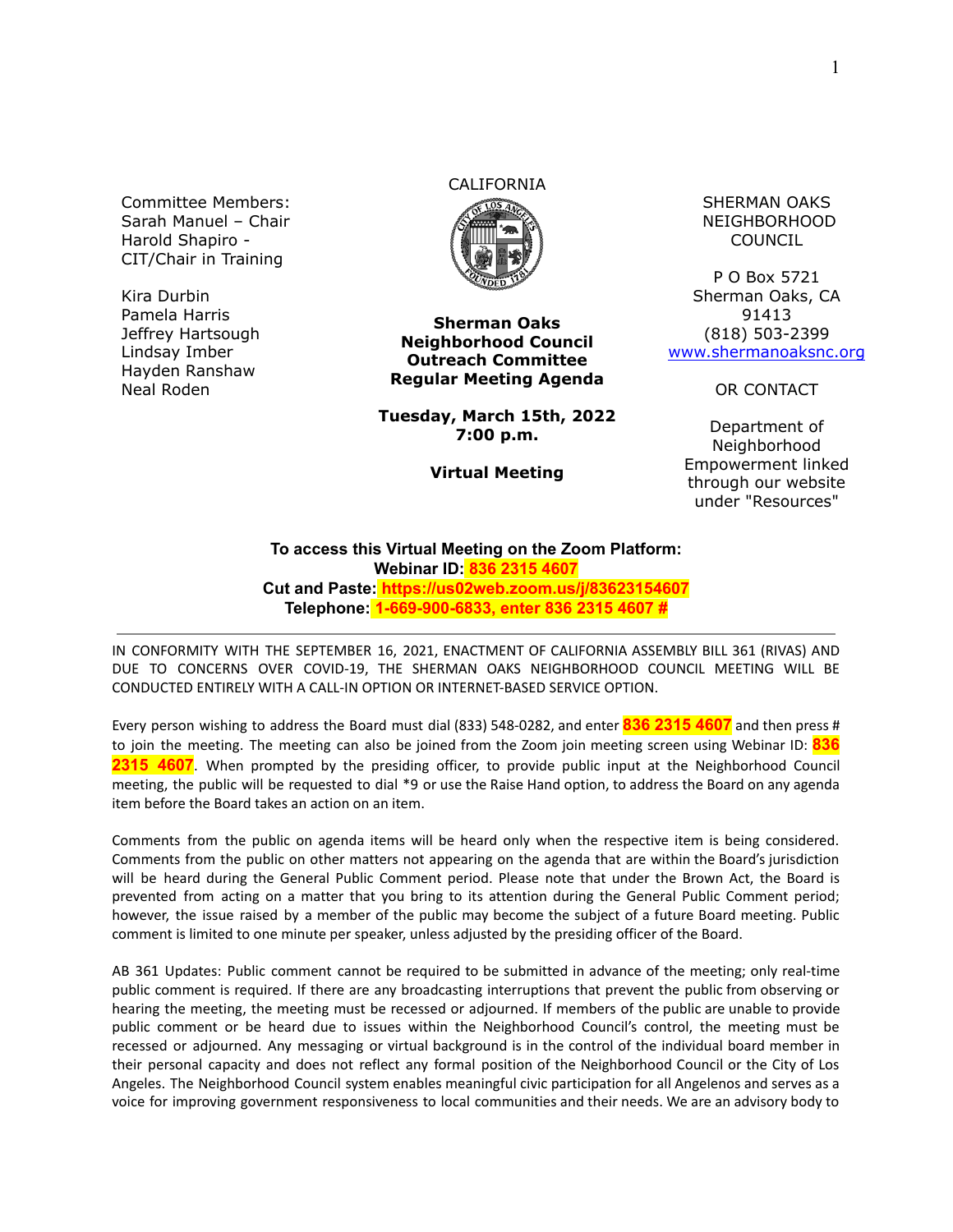Committee Members:
Sarah Manuel – Chair
Harold Shapiro - CIT/Chair in Training

Kira Durbin
Pamela Harris
Jeffrey Hartsough
Lindsay Imber
Hayden Ranshaw
Neal Roden

CALIFORNIA

**Sherman Oaks Neighborhood Council Outreach Committee Regular Meeting Agenda**

**Tuesday, March 15th, 2022**
**7:00 p.m.**

**Virtual Meeting**

SHERMAN OAKS NEIGHBORHOOD COUNCIL

P O Box 5721
Sherman Oaks, CA 91413
(818) 503-2399
www.shermanoaksnc.org

OR CONTACT

Department of Neighborhood Empowerment linked through our website under "Resources"

**To access this Virtual Meeting on the Zoom Platform:**
**Webinar ID: 836 2315 4607**
**Cut and Paste: https://us02web.zoom.us/j/83623154607**
**Telephone: 1-669-900-6833, enter 836 2315 4607 #**

---

IN CONFORMITY WITH THE SEPTEMBER 16, 2021, ENACTMENT OF CALIFORNIA ASSEMBLY BILL 361 (RIVAS) AND DUE TO CONCERNS OVER COVID-19, THE SHERMAN OAKS NEIGHBORHOOD COUNCIL MEETING WILL BE CONDUCTED ENTIRELY WITH A CALL-IN OPTION OR INTERNET-BASED SERVICE OPTION.

Every person wishing to address the Board must dial (833) 548-0282, and enter **836 2315 4607** and then press # to join the meeting. The meeting can also be joined from the Zoom join meeting screen using Webinar ID: **836 2315 4607**. When prompted by the presiding officer, to provide public input at the Neighborhood Council meeting, the public will be requested to dial *9 or use the Raise Hand option, to address the Board on any agenda item before the Board takes an action on an item.

Comments from the public on agenda items will be heard only when the respective item is being considered. Comments from the public on other matters not appearing on the agenda that are within the Board's jurisdiction will be heard during the General Public Comment period. Please note that under the Brown Act, the Board is prevented from acting on a matter that you bring to its attention during the General Public Comment period; however, the issue raised by a member of the public may become the subject of a future Board meeting. Public comment is limited to one minute per speaker, unless adjusted by the presiding officer of the Board.

AB 361 Updates: Public comment cannot be required to be submitted in advance of the meeting; only real-time public comment is required. If there are any broadcasting interruptions that prevent the public from observing or hearing the meeting, the meeting must be recessed or adjourned. If members of the public are unable to provide public comment or be heard due to issues within the Neighborhood Council's control, the meeting must be recessed or adjourned. Any messaging or virtual background is in the control of the individual board member in their personal capacity and does not reflect any formal position of the Neighborhood Council or the City of Los Angeles. The Neighborhood Council system enables meaningful civic participation for all Angelenos and serves as a voice for improving government responsiveness to local communities and their needs. We are an advisory body to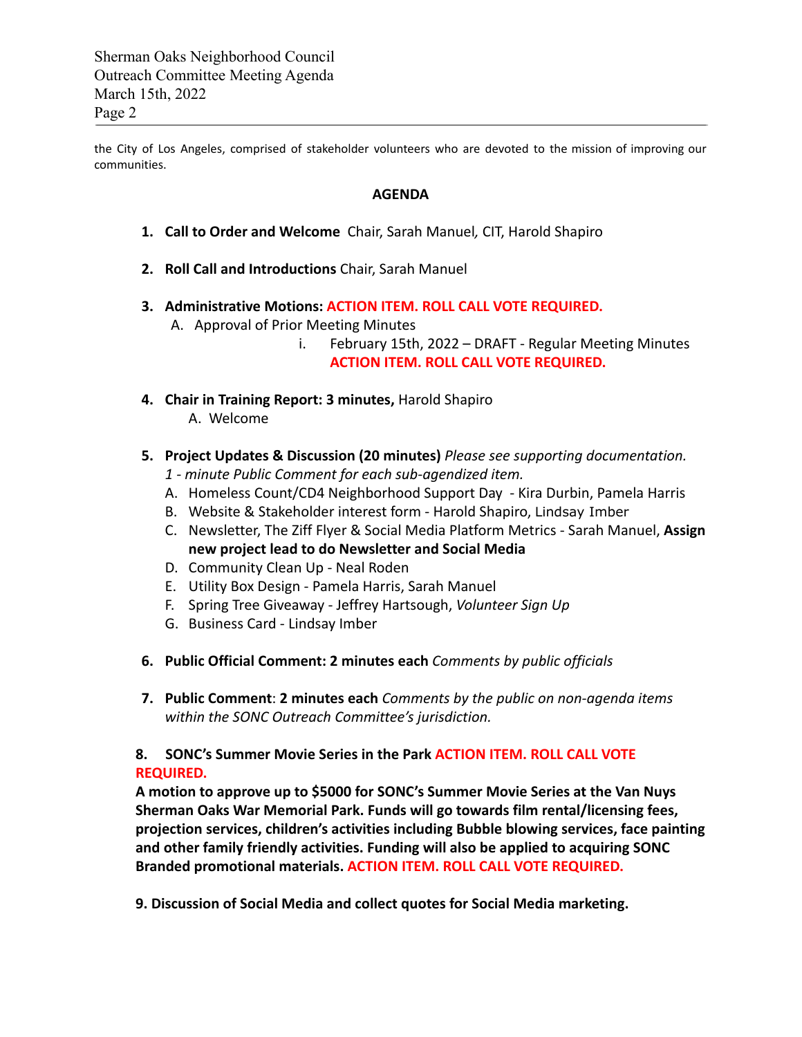the City of Los Angeles, comprised of stakeholder volunteers who are devoted to the mission of improving our communities.

**AGENDA**

1. **Call to Order and Welcome** Chair, Sarah Manuel*,* CIT, Harold Shapiro

2. **Roll Call and Introductions** Chair, Sarah Manuel

3. **Administrative Motions: ACTION ITEM. ROLL CALL VOTE REQUIRED.**
   A. Approval of Prior Meeting Minutes
      i. February 15th, 2022 – DRAFT - Regular Meeting Minutes **ACTION ITEM. ROLL CALL VOTE REQUIRED.**

4. **Chair in Training Report: 3 minutes,** Harold Shapiro
   A. Welcome

5. **Project Updates & Discussion (20 minutes)** *Please see supporting documentation. 1 - minute Public Comment for each sub-agendized item.*
   A. Homeless Count/CD4 Neighborhood Support Day - Kira Durbin, Pamela Harris
   B. Website & Stakeholder interest form - Harold Shapiro, Lindsay Imber
   C. Newsletter, The Ziff Flyer & Social Media Platform Metrics - Sarah Manuel, **Assign new project lead to do Newsletter and Social Media**
   D. Community Clean Up - Neal Roden
   E. Utility Box Design - Pamela Harris, Sarah Manuel
   F. Spring Tree Giveaway - Jeffrey Hartsough, *Volunteer Sign Up*
   G. Business Card - Lindsay Imber

6. **Public Official Comment: 2 minutes each** *Comments by public officials*

7. **Public Comment**: **2 minutes each** *Comments by the public on non-agenda items within the SONC Outreach Committee's jurisdiction.*

**8. SONC's Summer Movie Series in the Park ACTION ITEM. ROLL CALL VOTE REQUIRED.**

**A motion to approve up to $5000 for SONC's Summer Movie Series at the Van Nuys Sherman Oaks War Memorial Park. Funds will go towards film rental/licensing fees, projection services, children's activities including Bubble blowing services, face painting and other family friendly activities. Funding will also be applied to acquiring SONC Branded promotional materials. ACTION ITEM. ROLL CALL VOTE REQUIRED.**

**9. Discussion of Social Media and collect quotes for Social Media marketing.**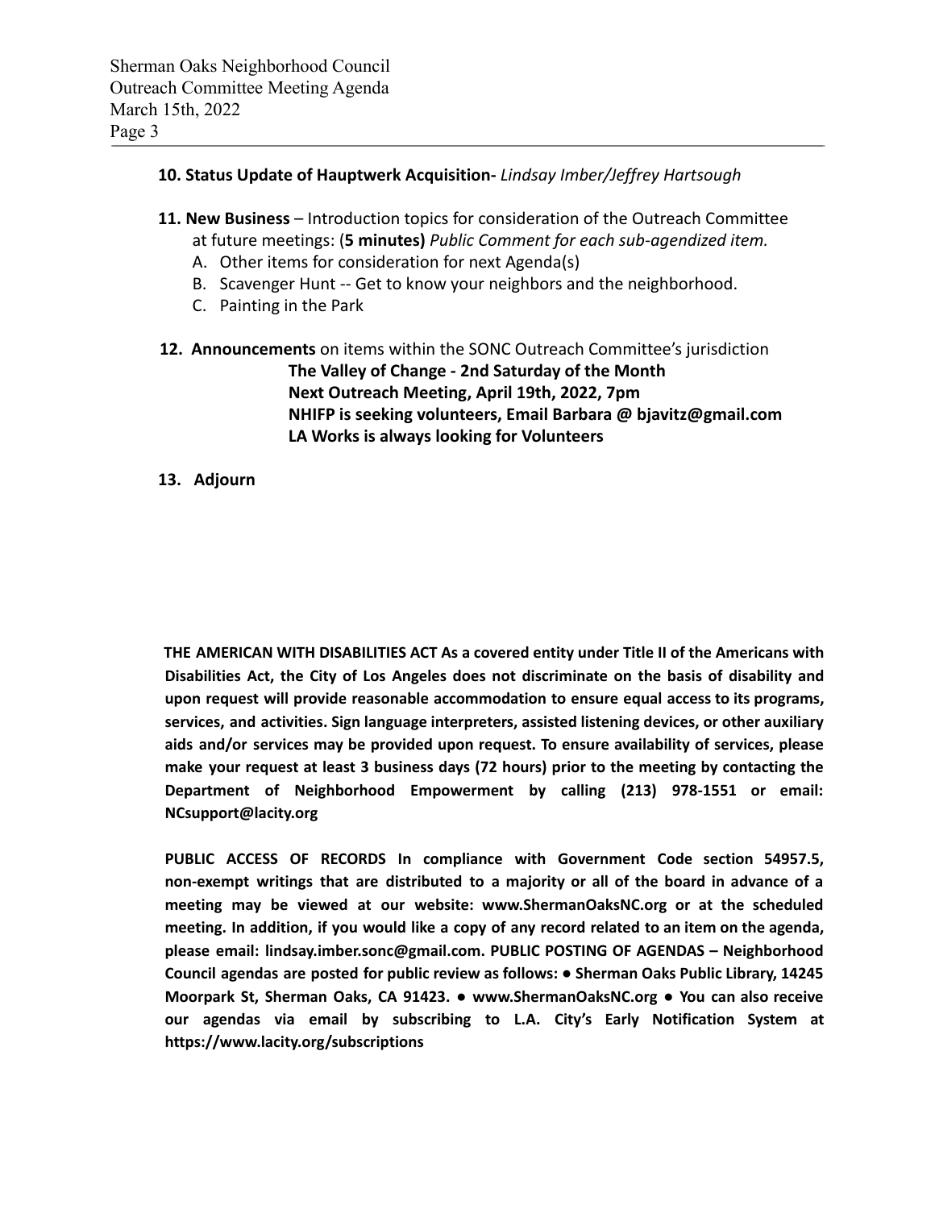**10. Status Update of Hauptwerk Acquisition-** *Lindsay Imber/Jeffrey Hartsough*

**11. New Business** – Introduction topics for consideration of the Outreach Committee at future meetings: (**5 minutes)** *Public Comment for each sub-agendized item.*

A. Other items for consideration for next Agenda(s)
B. Scavenger Hunt -- Get to know your neighbors and the neighborhood.
C. Painting in the Park

**12. Announcements** on items within the SONC Outreach Committee's jurisdiction

**The Valley of Change - 2nd Saturday of the Month**
**Next Outreach Meeting, April 19th, 2022, 7pm**
**NHIFP is seeking volunteers, Email Barbara @ bjavitz@gmail.com**
**LA Works is always looking for Volunteers**

**13. Adjourn**

**THE AMERICAN WITH DISABILITIES ACT As a covered entity under Title II of the Americans with Disabilities Act, the City of Los Angeles does not discriminate on the basis of disability and upon request will provide reasonable accommodation to ensure equal access to its programs, services, and activities. Sign language interpreters, assisted listening devices, or other auxiliary aids and/or services may be provided upon request. To ensure availability of services, please make your request at least 3 business days (72 hours) prior to the meeting by contacting the Department of Neighborhood Empowerment by calling (213) 978-1551 or email: NCsupport@lacity.org**

**PUBLIC ACCESS OF RECORDS In compliance with Government Code section 54957.5, non-exempt writings that are distributed to a majority or all of the board in advance of a meeting may be viewed at our website: www.ShermanOaksNC.org or at the scheduled meeting. In addition, if you would like a copy of any record related to an item on the agenda, please email: lindsay.imber.sonc@gmail.com. PUBLIC POSTING OF AGENDAS – Neighborhood Council agendas are posted for public review as follows: ● Sherman Oaks Public Library, 14245 Moorpark St, Sherman Oaks, CA 91423. ● www.ShermanOaksNC.org ● You can also receive our agendas via email by subscribing to L.A. City's Early Notification System at https://www.lacity.org/subscriptions**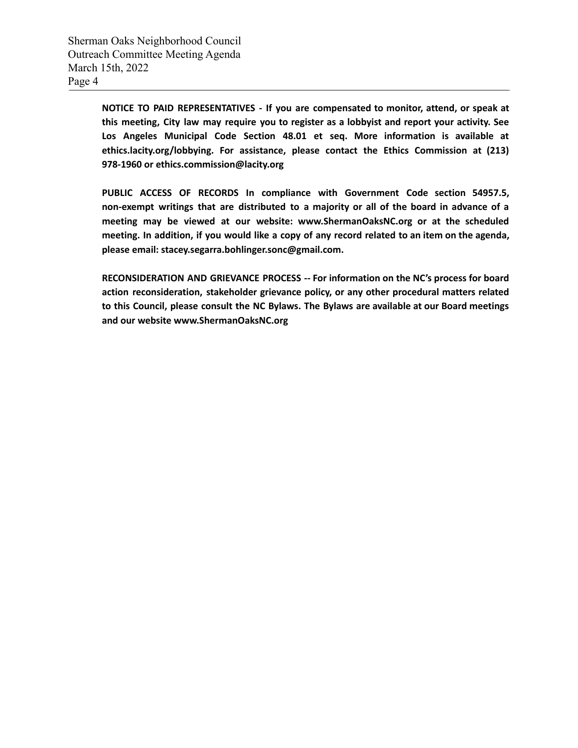**NOTICE TO PAID REPRESENTATIVES - If you are compensated to monitor, attend, or speak at this meeting, City law may require you to register as a lobbyist and report your activity. See Los Angeles Municipal Code Section 48.01 et seq. More information is available at ethics.lacity.org/lobbying. For assistance, please contact the Ethics Commission at (213) 978-1960 or ethics.commission@lacity.org**

**PUBLIC ACCESS OF RECORDS In compliance with Government Code section 54957.5, non-exempt writings that are distributed to a majority or all of the board in advance of a meeting may be viewed at our website: www.ShermanOaksNC.org or at the scheduled meeting. In addition, if you would like a copy of any record related to an item on the agenda, please email: stacey.segarra.bohlinger.sonc@gmail.com.**

**RECONSIDERATION AND GRIEVANCE PROCESS -- For information on the NC's process for board action reconsideration, stakeholder grievance policy, or any other procedural matters related to this Council, please consult the NC Bylaws. The Bylaws are available at our Board meetings and our website www.ShermanOaksNC.org**